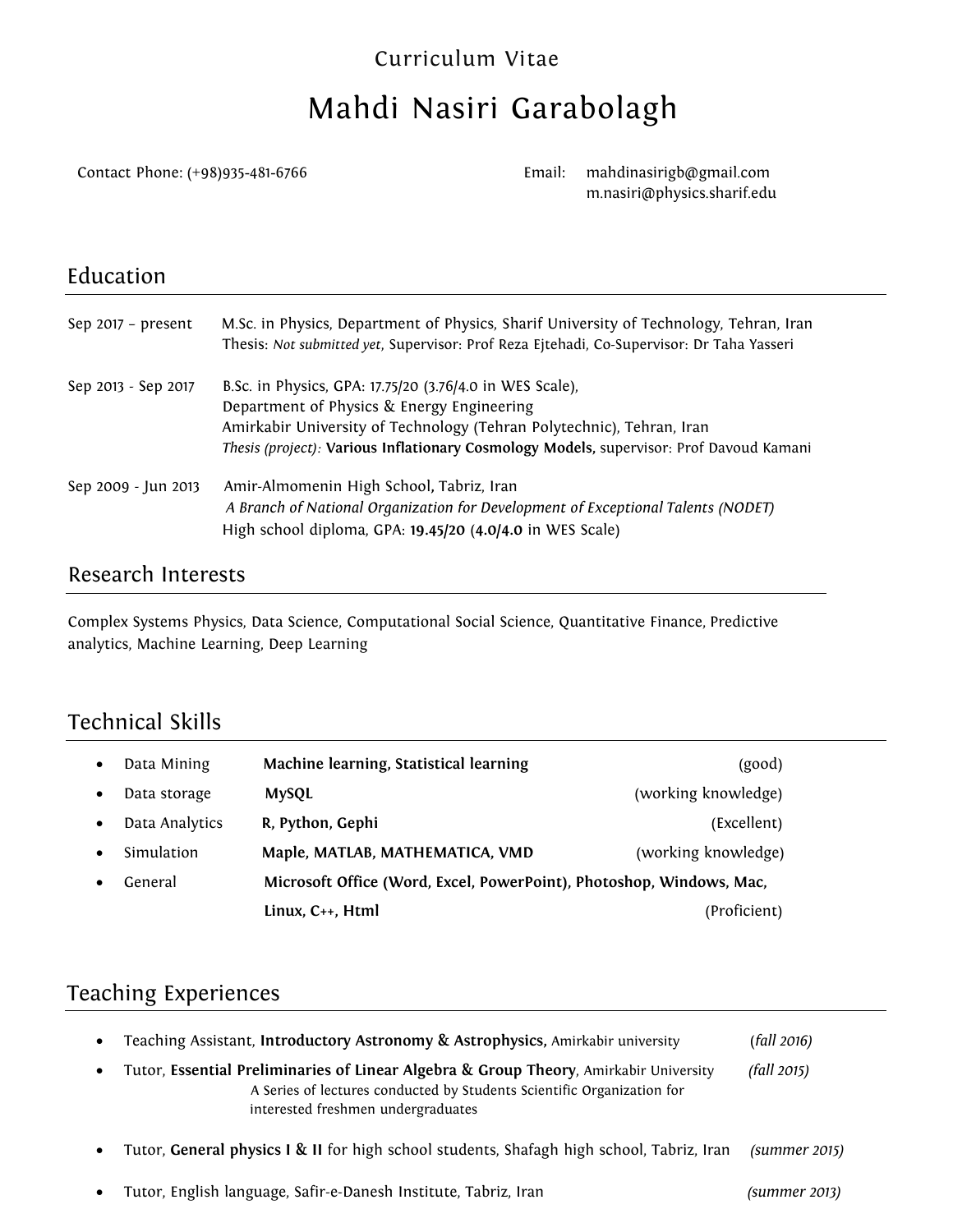Curriculum Vitae

# Mahdi Nasiri Garabolagh

Contact Phone: (+98)935-481-6766

Email: mahdinasirigb@gmail.com
m.nasiri@physics.sharif.edu

## Education

Sep 2017 – present — M.Sc. in Physics, Department of Physics, Sharif University of Technology, Tehran, Iran
Thesis: *Not submitted yet*, Supervisor: Prof Reza Ejtehadi, Co-Supervisor: Dr Taha Yasseri

Sep 2013 - Sep 2017 — B.Sc. in Physics, GPA: 17.75/20 (3.76/4.0 in WES Scale),
Department of Physics & Energy Engineering
Amirkabir University of Technology (Tehran Polytechnic), Tehran, Iran
*Thesis (project):* **Various Inflationary Cosmology Models,** supervisor: Prof Davoud Kamani

Sep 2009 - Jun 2013 — Amir-Almomenin High School, Tabriz, Iran
*A Branch of National Organization for Development of Exceptional Talents (NODET)*
High school diploma, GPA: **19.45/20** (**4.0/4.0** in WES Scale)

## Research Interests

Complex Systems Physics, Data Science, Computational Social Science, Quantitative Finance, Predictive analytics, Machine Learning, Deep Learning

## Technical Skills

- Data Mining — **Machine learning, Statistical learning** (good)
- Data storage — **MySQL** (working knowledge)
- Data Analytics — **R, Python, Gephi** (Excellent)
- Simulation — **Maple, MATLAB, MATHEMATICA, VMD** (working knowledge)
- General — **Microsoft Office (Word, Excel, PowerPoint), Photoshop, Windows, Mac, Linux, C++, Html** (Proficient)

## Teaching Experiences

- Teaching Assistant, **Introductory Astronomy & Astrophysics,** Amirkabir university *(fall 2016)*
- Tutor, **Essential Preliminaries of Linear Algebra & Group Theory**, Amirkabir University *(fall 2015)*
  A Series of lectures conducted by Students Scientific Organization for interested freshmen undergraduates
- Tutor, **General physics I & II** for high school students, Shafagh high school, Tabriz, Iran *(summer 2015)*
- Tutor, English language, Safir-e-Danesh Institute, Tabriz, Iran *(summer 2013)*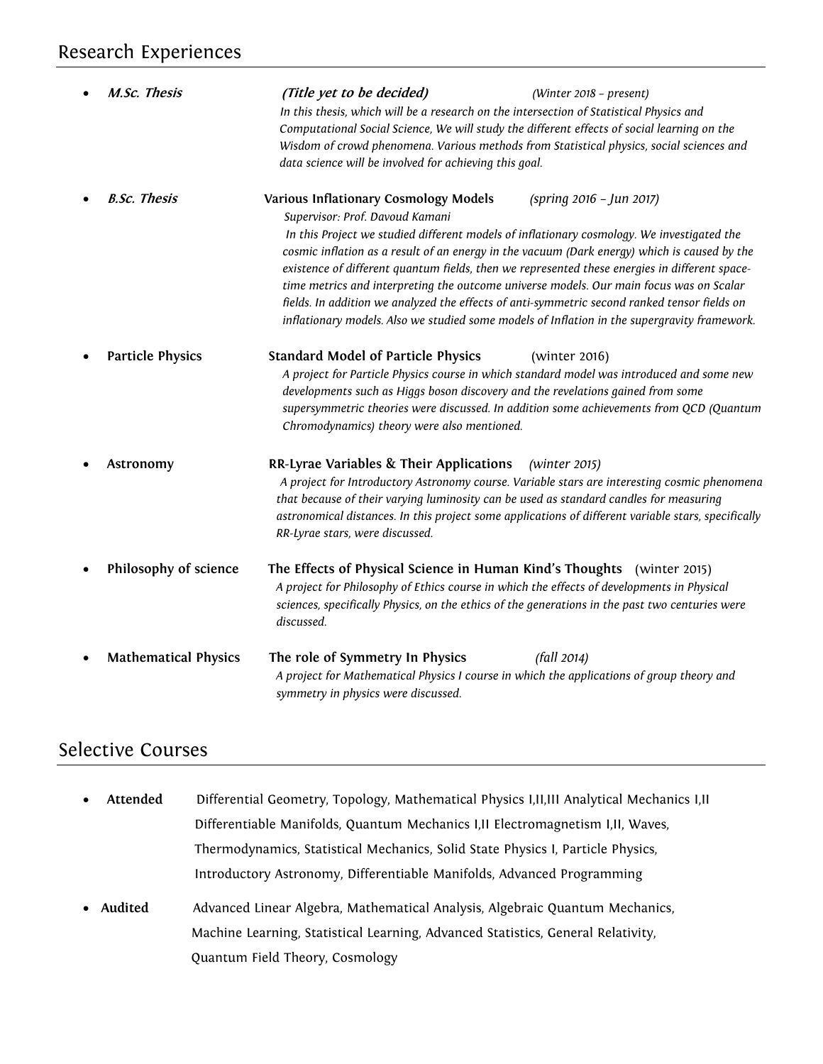## Research Experiences

- ***M.Sc. Thesis*** — ***(Title yet to be decided)*** *(Winter 2018 – present)*

  *In this thesis, which will be a research on the intersection of Statistical Physics and Computational Social Science, We will study the different effects of social learning on the Wisdom of crowd phenomena. Various methods from Statistical physics, social sciences and data science will be involved for achieving this goal.*

- ***B.Sc. Thesis*** — **Various Inflationary Cosmology Models** *(spring 2016 – Jun 2017)*

  *Supervisor: Prof. Davoud Kamani*

  *In this Project we studied different models of inflationary cosmology. We investigated the cosmic inflation as a result of an energy in the vacuum (Dark energy) which is caused by the existence of different quantum fields, then we represented these energies in different space-time metrics and interpreting the outcome universe models. Our main focus was on Scalar fields. In addition we analyzed the effects of anti-symmetric second ranked tensor fields on inflationary models. Also we studied some models of Inflation in the supergravity framework.*

- **Particle Physics** — **Standard Model of Particle Physics** (winter 2016)

  *A project for Particle Physics course in which standard model was introduced and some new developments such as Higgs boson discovery and the revelations gained from some supersymmetric theories were discussed. In addition some achievements from QCD (Quantum Chromodynamics) theory were also mentioned.*

- **Astronomy** — **RR-Lyrae Variables & Their Applications** *(winter 2015)*

  *A project for Introductory Astronomy course. Variable stars are interesting cosmic phenomena that because of their varying luminosity can be used as standard candles for measuring astronomical distances. In this project some applications of different variable stars, specifically RR-Lyrae stars, were discussed.*

- **Philosophy of science** — **The Effects of Physical Science in Human Kind's Thoughts** (winter 2015)

  *A project for Philosophy of Ethics course in which the effects of developments in Physical sciences, specifically Physics, on the ethics of the generations in the past two centuries were discussed.*

- **Mathematical Physics** — **The role of Symmetry In Physics** *(fall 2014)*

  *A project for Mathematical Physics I course in which the applications of group theory and symmetry in physics were discussed.*

## Selective Courses

- **Attended** — Differential Geometry, Topology, Mathematical Physics I,II,III Analytical Mechanics I,II Differentiable Manifolds, Quantum Mechanics I,II Electromagnetism I,II, Waves, Thermodynamics, Statistical Mechanics, Solid State Physics I, Particle Physics, Introductory Astronomy, Differentiable Manifolds, Advanced Programming

- **Audited** — Advanced Linear Algebra, Mathematical Analysis, Algebraic Quantum Mechanics, Machine Learning, Statistical Learning, Advanced Statistics, General Relativity, Quantum Field Theory, Cosmology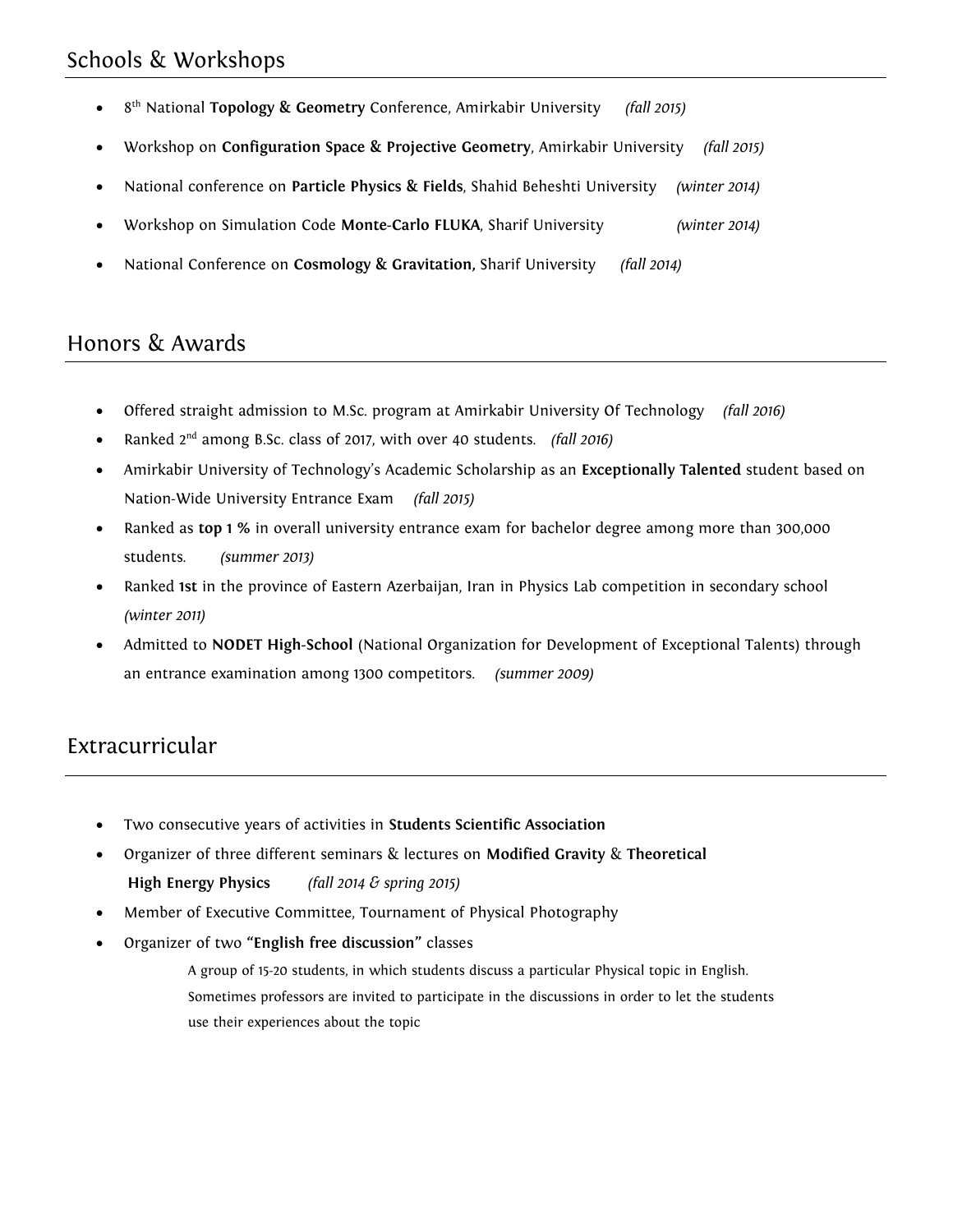## Schools & Workshops

- 8th National **Topology & Geometry** Conference, Amirkabir University *(fall 2015)*
- Workshop on **Configuration Space & Projective Geometry**, Amirkabir University *(fall 2015)*
- National conference on **Particle Physics & Fields**, Shahid Beheshti University *(winter 2014)*
- Workshop on Simulation Code **Monte-Carlo FLUKA**, Sharif University *(winter 2014)*
- National Conference on **Cosmology & Gravitation,** Sharif University *(fall 2014)*

## Honors & Awards

- Offered straight admission to M.Sc. program at Amirkabir University Of Technology *(fall 2016)*
- Ranked 2nd among B.Sc. class of 2017, with over 40 students. *(fall 2016)*
- Amirkabir University of Technology's Academic Scholarship as an **Exceptionally Talented** student based on Nation-Wide University Entrance Exam *(fall 2015)*
- Ranked as **top 1 %** in overall university entrance exam for bachelor degree among more than 300,000 students. *(summer 2013)*
- Ranked **1st** in the province of Eastern Azerbaijan, Iran in Physics Lab competition in secondary school *(winter 2011)*
- Admitted to **NODET High-School** (National Organization for Development of Exceptional Talents) through an entrance examination among 1300 competitors. *(summer 2009)*

## Extracurricular

- Two consecutive years of activities in **Students Scientific Association**
- Organizer of three different seminars & lectures on **Modified Gravity** & **Theoretical High Energy Physics** *(fall 2014 & spring 2015)*
- Member of Executive Committee, Tournament of Physical Photography
- Organizer of two **"English free discussion"** classes

  A group of 15-20 students, in which students discuss a particular Physical topic in English. Sometimes professors are invited to participate in the discussions in order to let the students use their experiences about the topic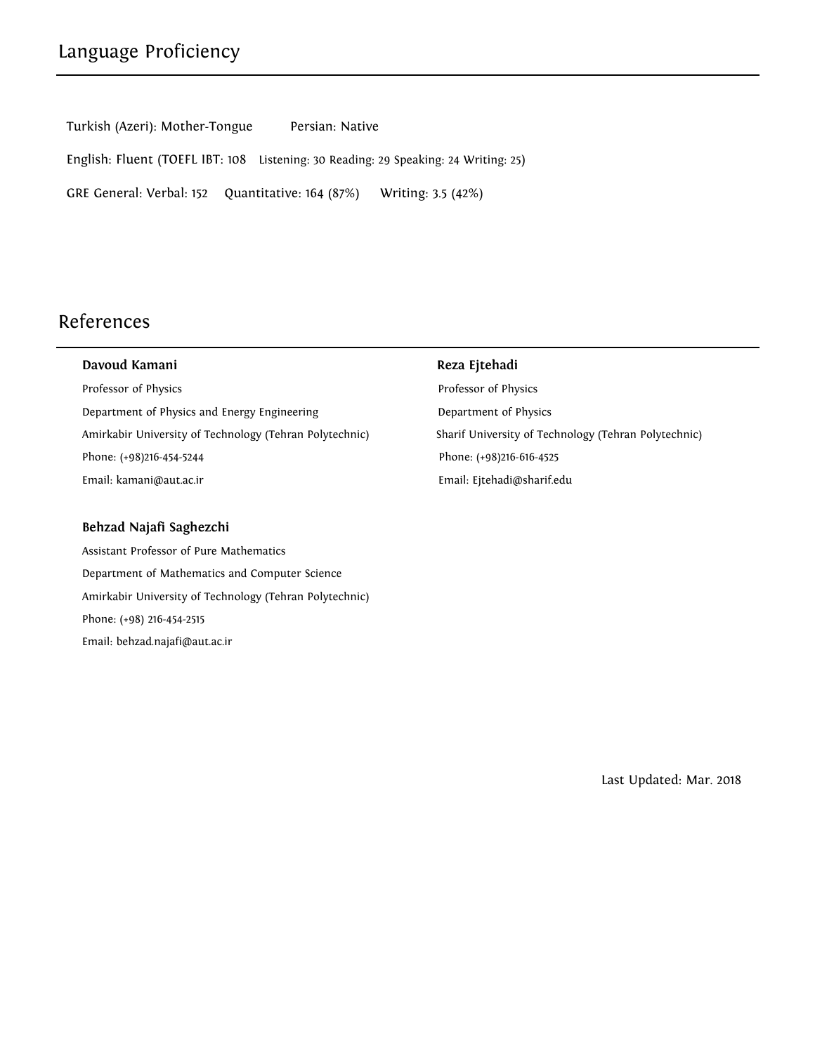## Language Proficiency

Turkish (Azeri): Mother-Tongue    Persian: Native

English: Fluent (TOEFL IBT: 108  Listening: 30 Reading: 29 Speaking: 24 Writing: 25)

GRE General: Verbal: 152  Quantitative: 164 (87%)  Writing: 3.5 (42%)

## References

**Davoud Kamani**

Professor of Physics

Department of Physics and Energy Engineering

Amirkabir University of Technology (Tehran Polytechnic)

Phone: (+98)216-454-5244

Email: kamani@aut.ac.ir

**Reza Ejtehadi**

Professor of Physics

Department of Physics

Sharif University of Technology (Tehran Polytechnic)

Phone: (+98)216-616-4525

Email: Ejtehadi@sharif.edu

**Behzad Najafi Saghezchi**

Assistant Professor of Pure Mathematics

Department of Mathematics and Computer Science

Amirkabir University of Technology (Tehran Polytechnic)

Phone: (+98) 216-454-2515

Email: behzad.najafi@aut.ac.ir

Last Updated: Mar. 2018